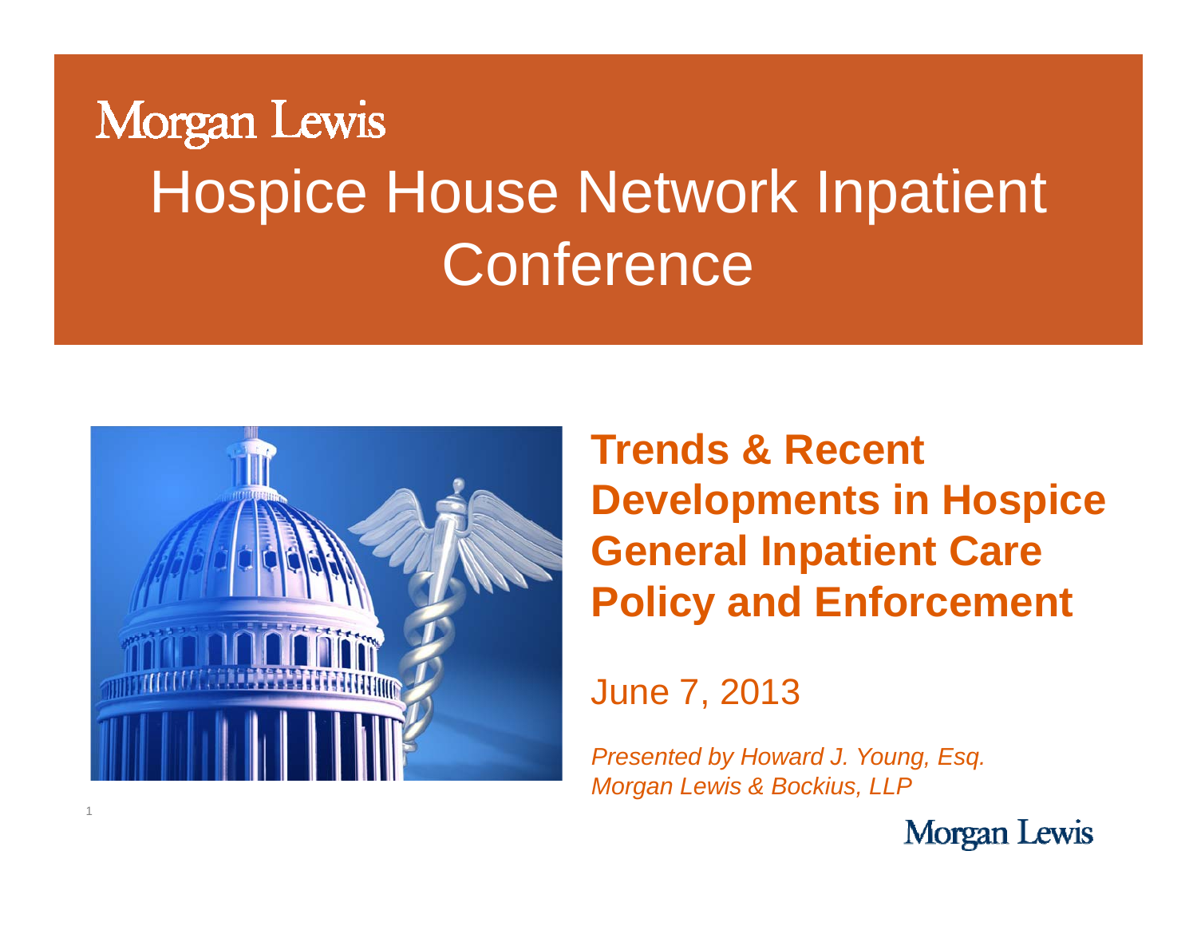Morgan Lewis

# Hospice House Network Inpatient Conference

## Trends & Recent Developments in Hospice General Inpatient Care Policy and Enforcement

June 7, 2013

*Presented by Howard J. Young, Esq.*
*Morgan Lewis & Bockius, LLP*

Morgan Lewis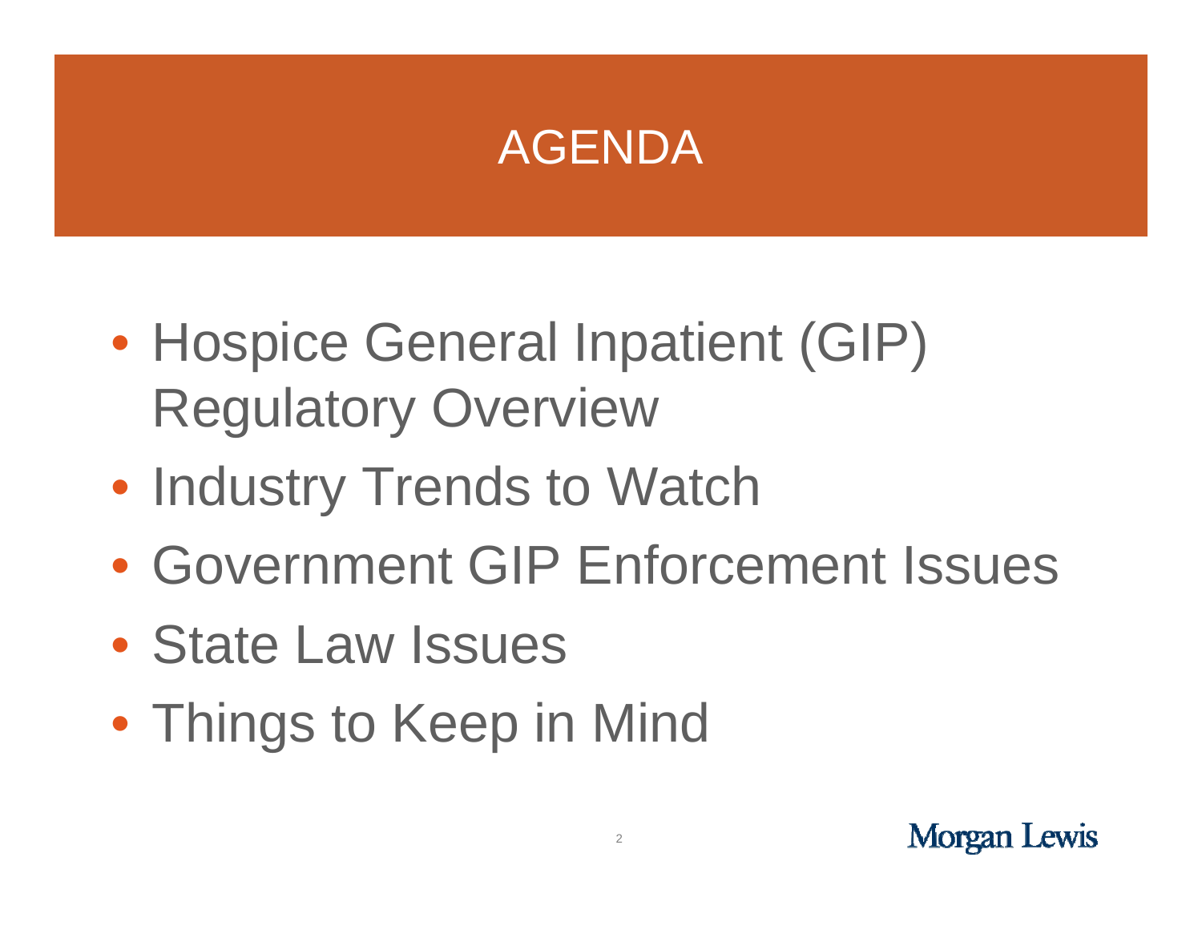# AGENDA

- Hospice General Inpatient (GIP) Regulatory Overview
- Industry Trends to Watch
- Government GIP Enforcement Issues
- State Law Issues
- Things to Keep in Mind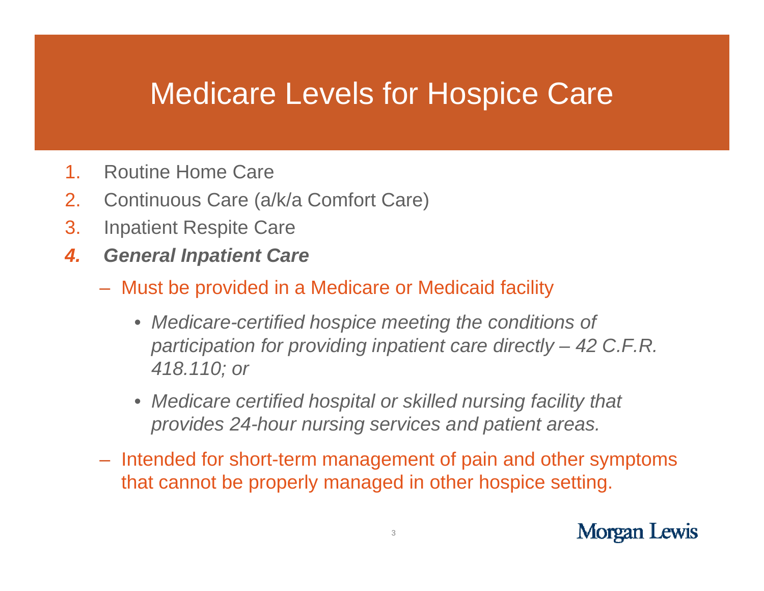# Medicare Levels for Hospice Care

1. Routine Home Care
2. Continuous Care (a/k/a Comfort Care)
3. Inpatient Respite Care
4. ***General Inpatient Care***
   - Must be provided in a Medicare or Medicaid facility
     - *Medicare-certified hospice meeting the conditions of participation for providing inpatient care directly – 42 C.F.R. 418.110; or*
     - *Medicare certified hospital or skilled nursing facility that provides 24-hour nursing services and patient areas.*
   - Intended for short-term management of pain and other symptoms that cannot be properly managed in other hospice setting.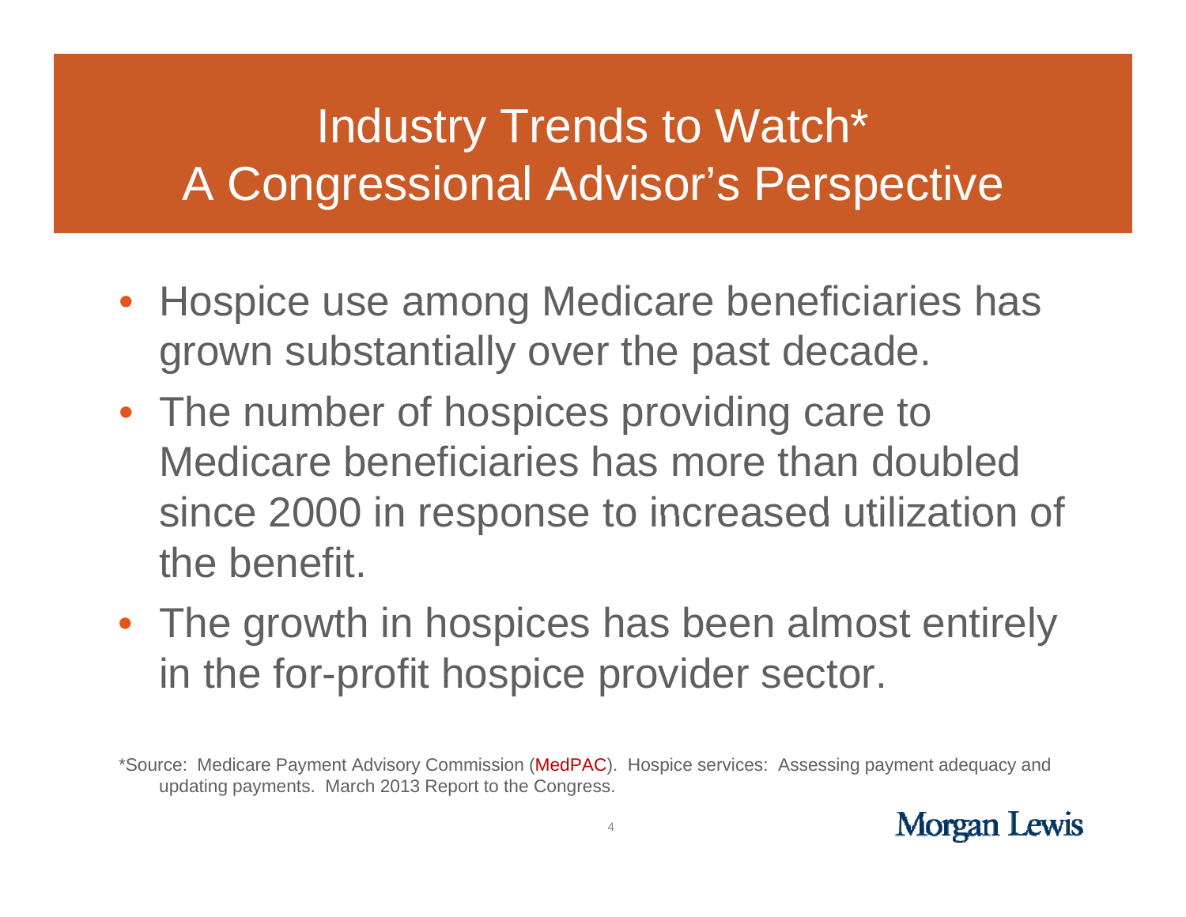# Industry Trends to Watch*
# A Congressional Advisor's Perspective

- Hospice use among Medicare beneficiaries has grown substantially over the past decade.
- The number of hospices providing care to Medicare beneficiaries has more than doubled since 2000 in response to increased utilization of the benefit.
- The growth in hospices has been almost entirely in the for-profit hospice provider sector.

*Source: Medicare Payment Advisory Commission (MedPAC). Hospice services: Assessing payment adequacy and updating payments. March 2013 Report to the Congress.

Morgan Lewis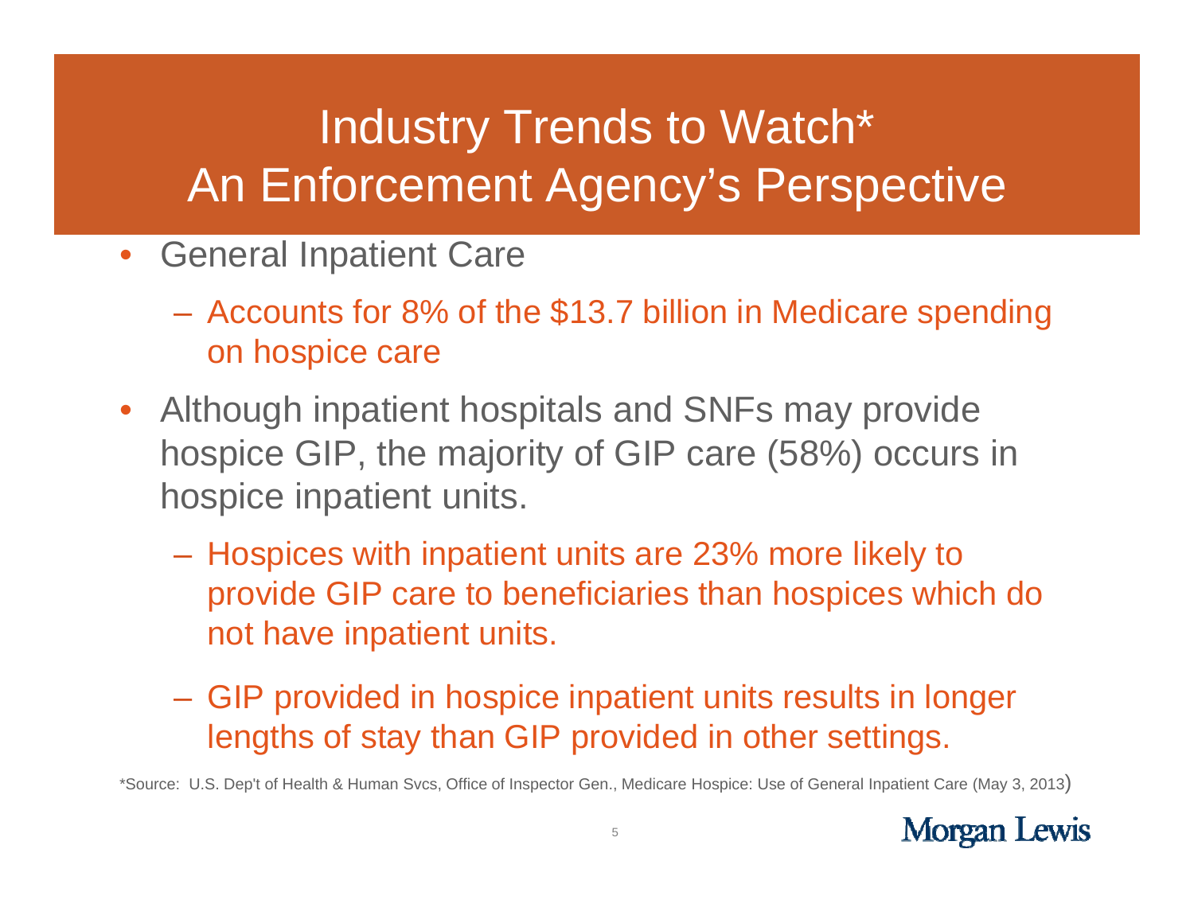# Industry Trends to Watch* An Enforcement Agency's Perspective

- General Inpatient Care
  - Accounts for 8% of the $13.7 billion in Medicare spending on hospice care
- Although inpatient hospitals and SNFs may provide hospice GIP, the majority of GIP care (58%) occurs in hospice inpatient units.
  - Hospices with inpatient units are 23% more likely to provide GIP care to beneficiaries than hospices which do not have inpatient units.
  - GIP provided in hospice inpatient units results in longer lengths of stay than GIP provided in other settings.

*Source: U.S. Dep't of Health & Human Svcs, Office of Inspector Gen., Medicare Hospice: Use of General Inpatient Care (May 3, 2013)

Morgan Lewis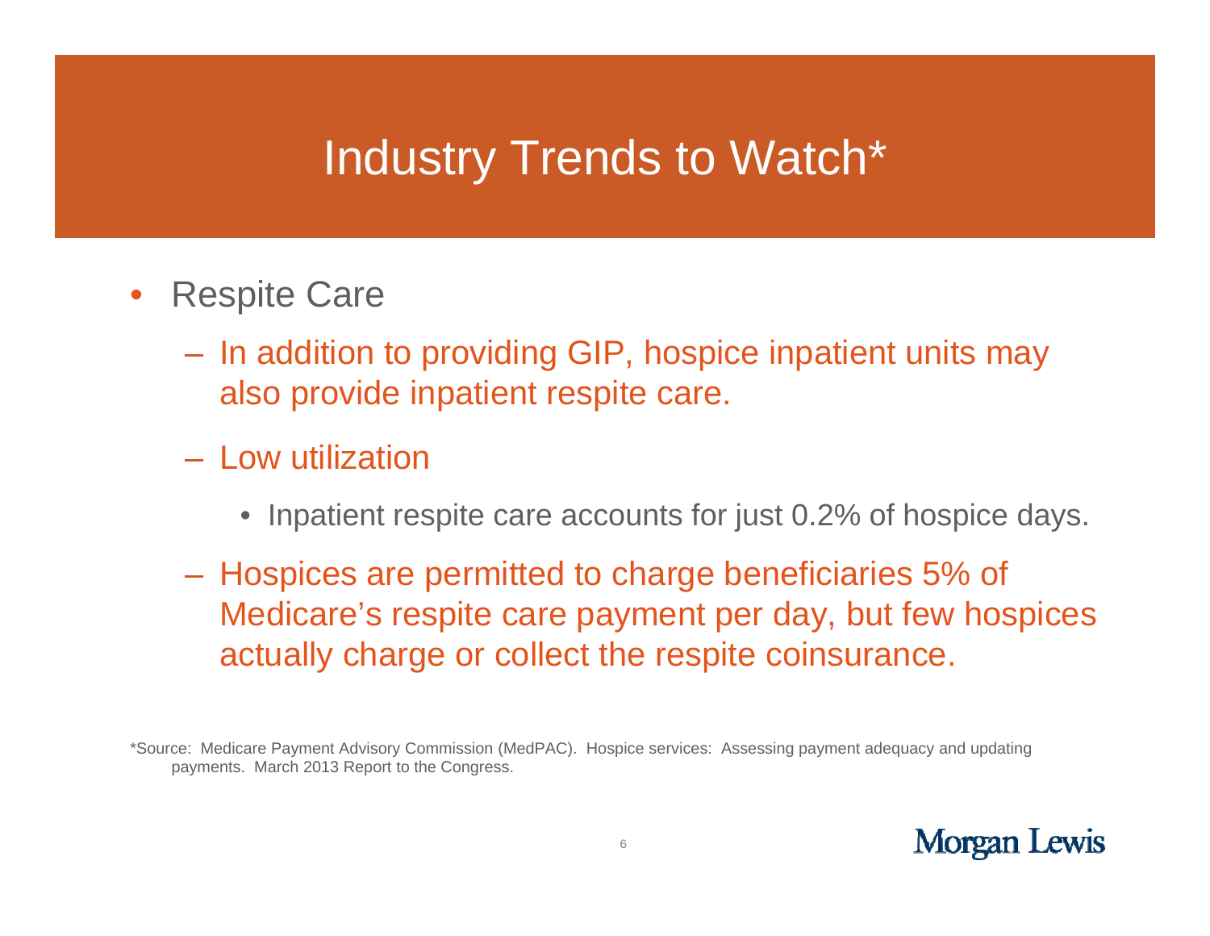# Industry Trends to Watch*

- Respite Care
  - In addition to providing GIP, hospice inpatient units may also provide inpatient respite care.
  - Low utilization
    - Inpatient respite care accounts for just 0.2% of hospice days.
  - Hospices are permitted to charge beneficiaries 5% of Medicare's respite care payment per day, but few hospices actually charge or collect the respite coinsurance.

*Source: Medicare Payment Advisory Commission (MedPAC). Hospice services: Assessing payment adequacy and updating payments. March 2013 Report to the Congress.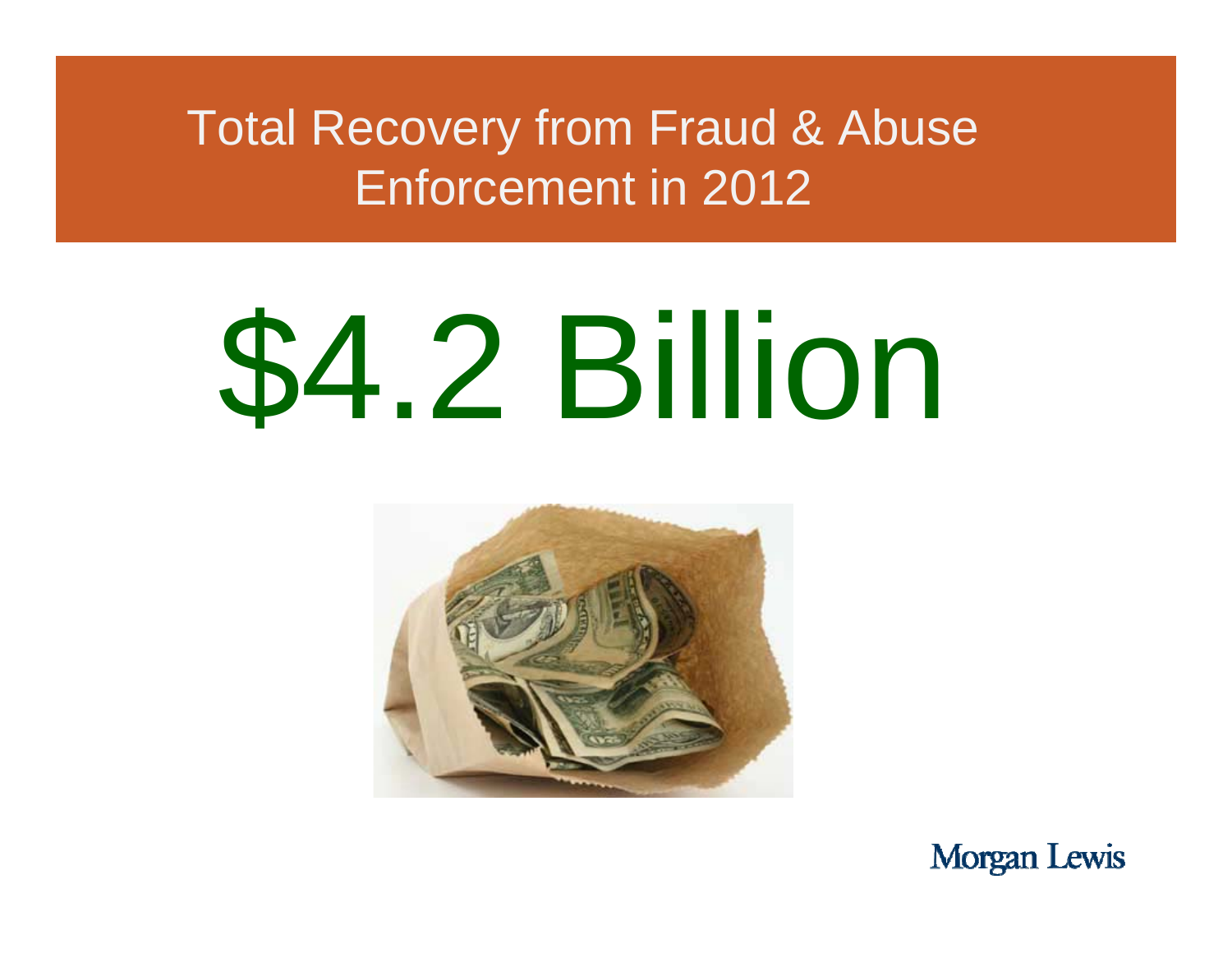# Total Recovery from Fraud & Abuse Enforcement in 2012

# $4.2 Billion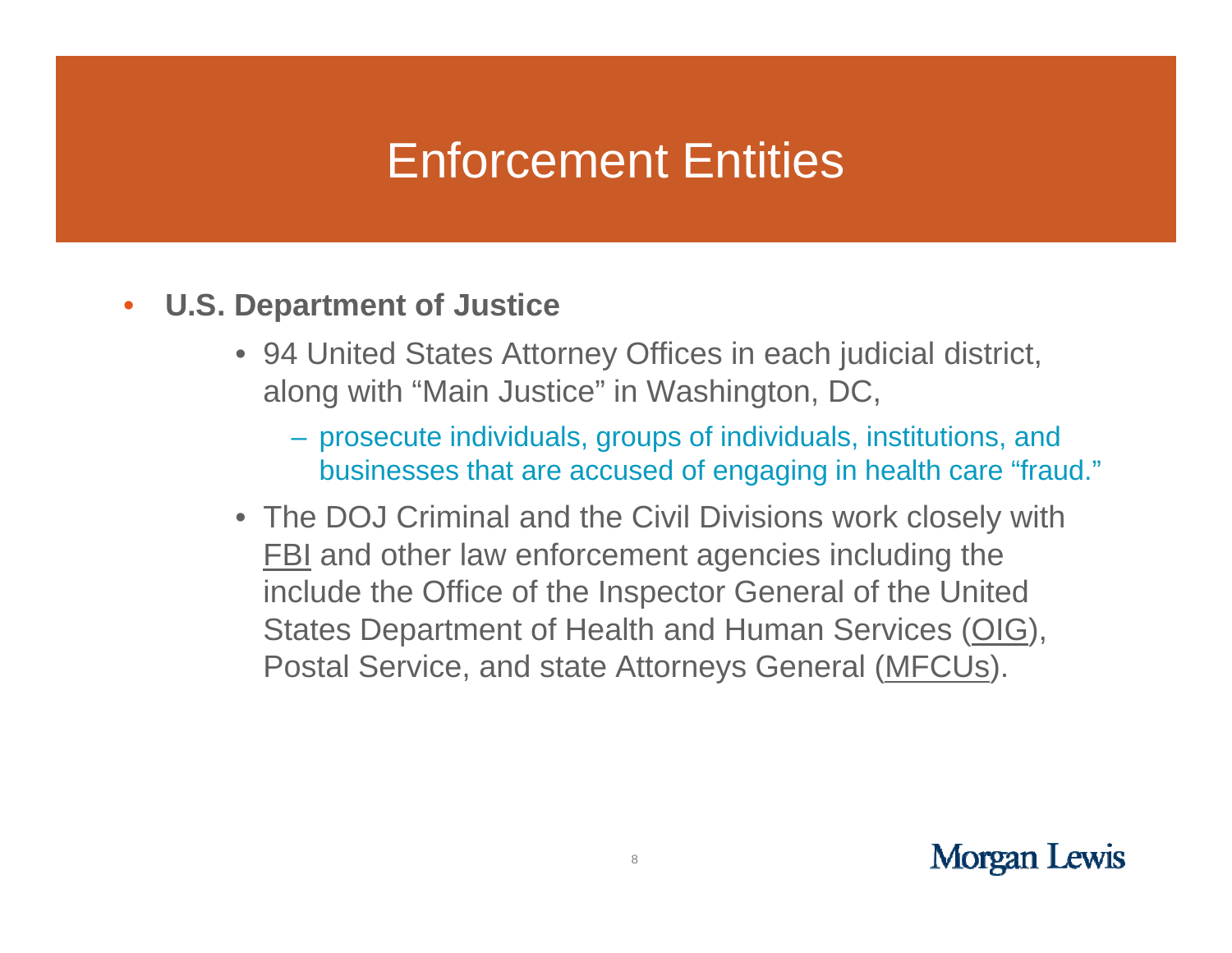# Enforcement Entities

- **U.S. Department of Justice**
  - 94 United States Attorney Offices in each judicial district, along with "Main Justice" in Washington, DC,
    - prosecute individuals, groups of individuals, institutions, and businesses that are accused of engaging in health care "fraud."
  - The DOJ Criminal and the Civil Divisions work closely with FBI and other law enforcement agencies including the include the Office of the Inspector General of the United States Department of Health and Human Services (OIG), Postal Service, and state Attorneys General (MFCUs).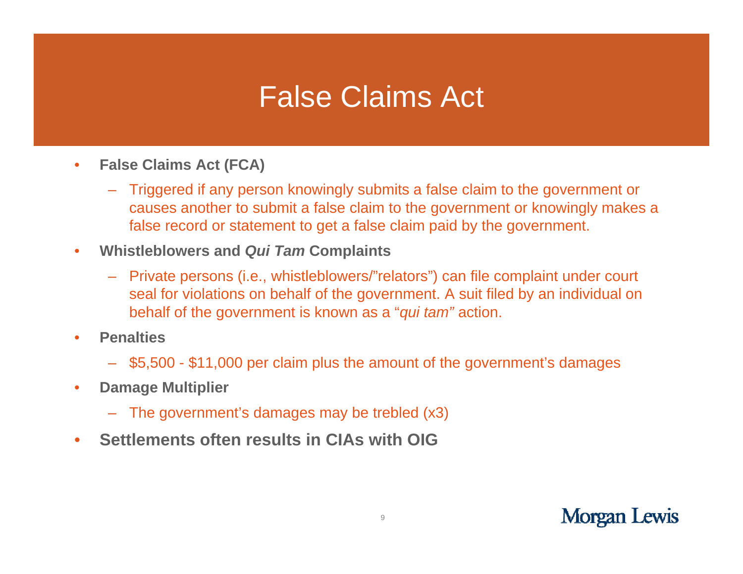# False Claims Act

- **False Claims Act (FCA)**
  - Triggered if any person knowingly submits a false claim to the government or causes another to submit a false claim to the government or knowingly makes a false record or statement to get a false claim paid by the government.
- **Whistleblowers and *Qui Tam* Complaints**
  - Private persons (i.e., whistleblowers/"relators") can file complaint under court seal for violations on behalf of the government. A suit filed by an individual on behalf of the government is known as a "*qui tam"* action.
- **Penalties**
  - $5,500 - $11,000 per claim plus the amount of the government's damages
- **Damage Multiplier**
  - The government's damages may be trebled (x3)
- **Settlements often results in CIAs with OIG**

Morgan Lewis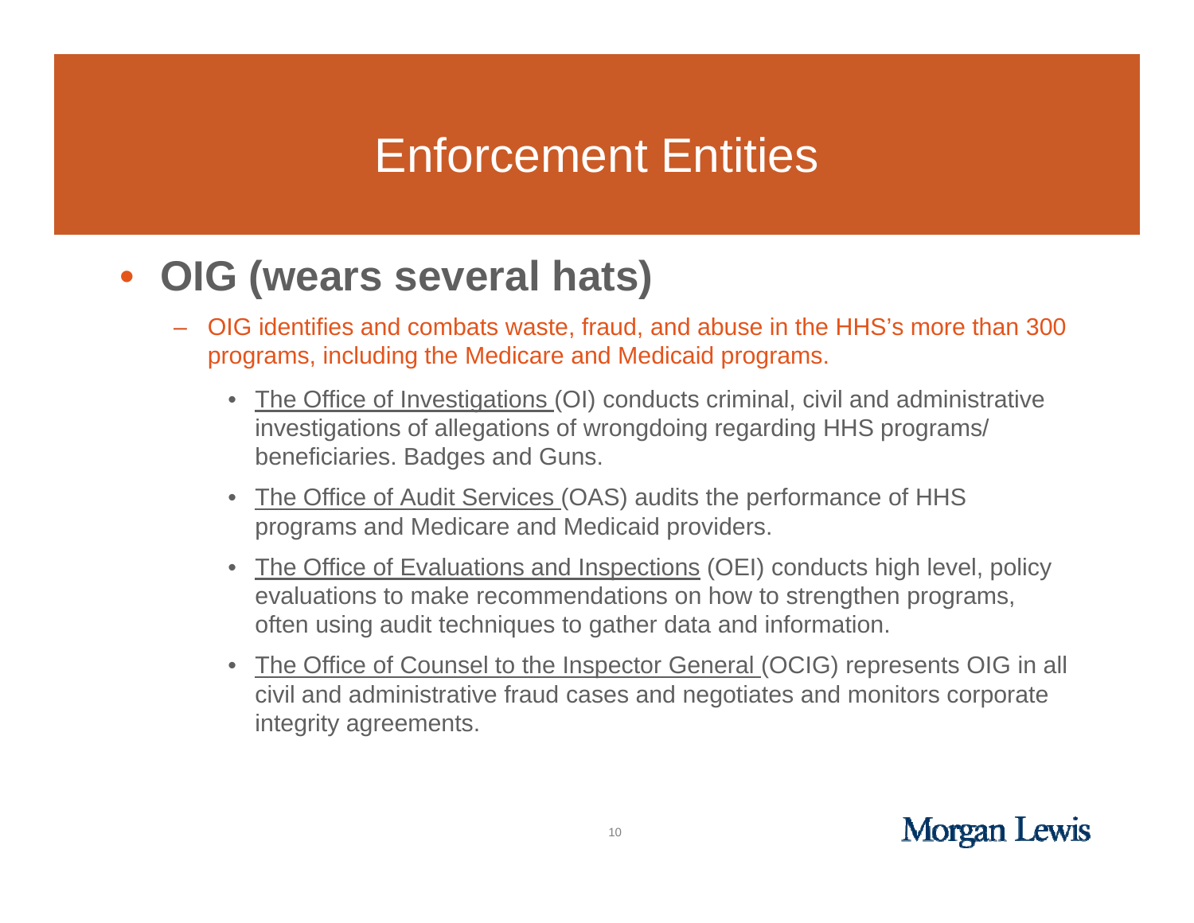# Enforcement Entities

- **OIG (wears several hats)**
  - OIG identifies and combats waste, fraud, and abuse in the HHS's more than 300 programs, including the Medicare and Medicaid programs.
    - The Office of Investigations (OI) conducts criminal, civil and administrative investigations of allegations of wrongdoing regarding HHS programs/ beneficiaries. Badges and Guns.
    - The Office of Audit Services (OAS) audits the performance of HHS programs and Medicare and Medicaid providers.
    - The Office of Evaluations and Inspections (OEI) conducts high level, policy evaluations to make recommendations on how to strengthen programs, often using audit techniques to gather data and information.
    - The Office of Counsel to the Inspector General (OCIG) represents OIG in all civil and administrative fraud cases and negotiates and monitors corporate integrity agreements.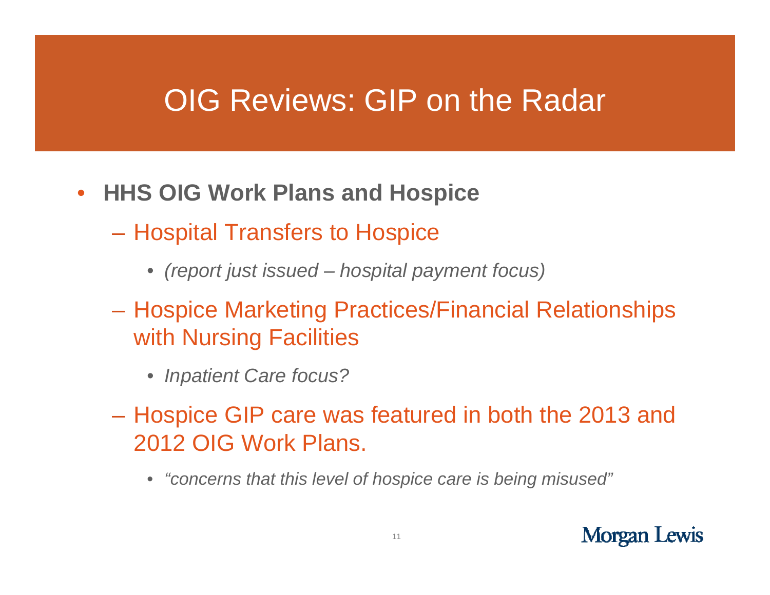# OIG Reviews: GIP on the Radar

- **HHS OIG Work Plans and Hospice**
  - Hospital Transfers to Hospice
    - *(report just issued – hospital payment focus)*
  - Hospice Marketing Practices/Financial Relationships with Nursing Facilities
    - *Inpatient Care focus?*
  - Hospice GIP care was featured in both the 2013 and 2012 OIG Work Plans.
    - *"concerns that this level of hospice care is being misused"*

Morgan Lewis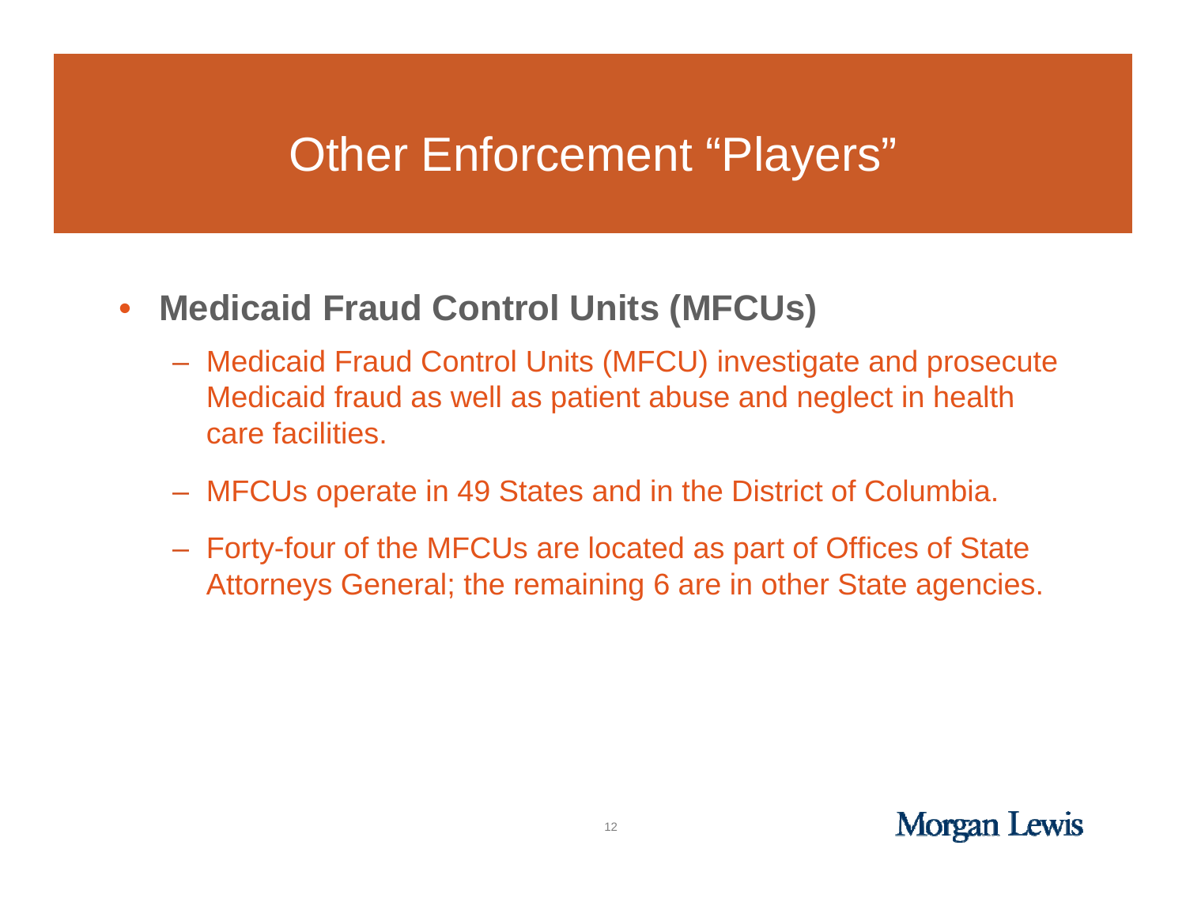# Other Enforcement “Players”

- **Medicaid Fraud Control Units (MFCUs)**
  - Medicaid Fraud Control Units (MFCU) investigate and prosecute Medicaid fraud as well as patient abuse and neglect in health care facilities.
  - MFCUs operate in 49 States and in the District of Columbia.
  - Forty-four of the MFCUs are located as part of Offices of State Attorneys General; the remaining 6 are in other State agencies.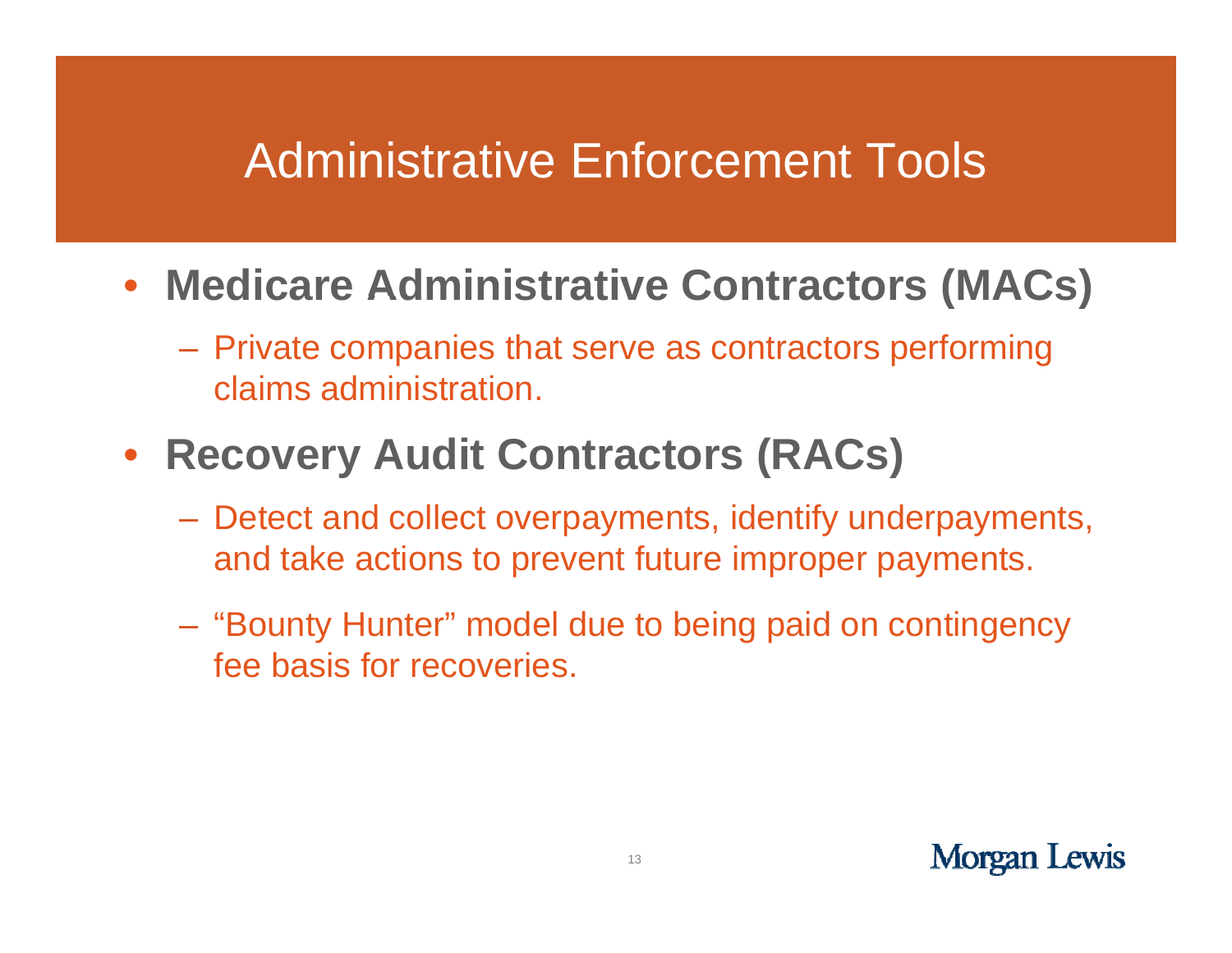# Administrative Enforcement Tools

- **Medicare Administrative Contractors (MACs)**
  - Private companies that serve as contractors performing claims administration.
- **Recovery Audit Contractors (RACs)**
  - Detect and collect overpayments, identify underpayments, and take actions to prevent future improper payments.
  - "Bounty Hunter" model due to being paid on contingency fee basis for recoveries.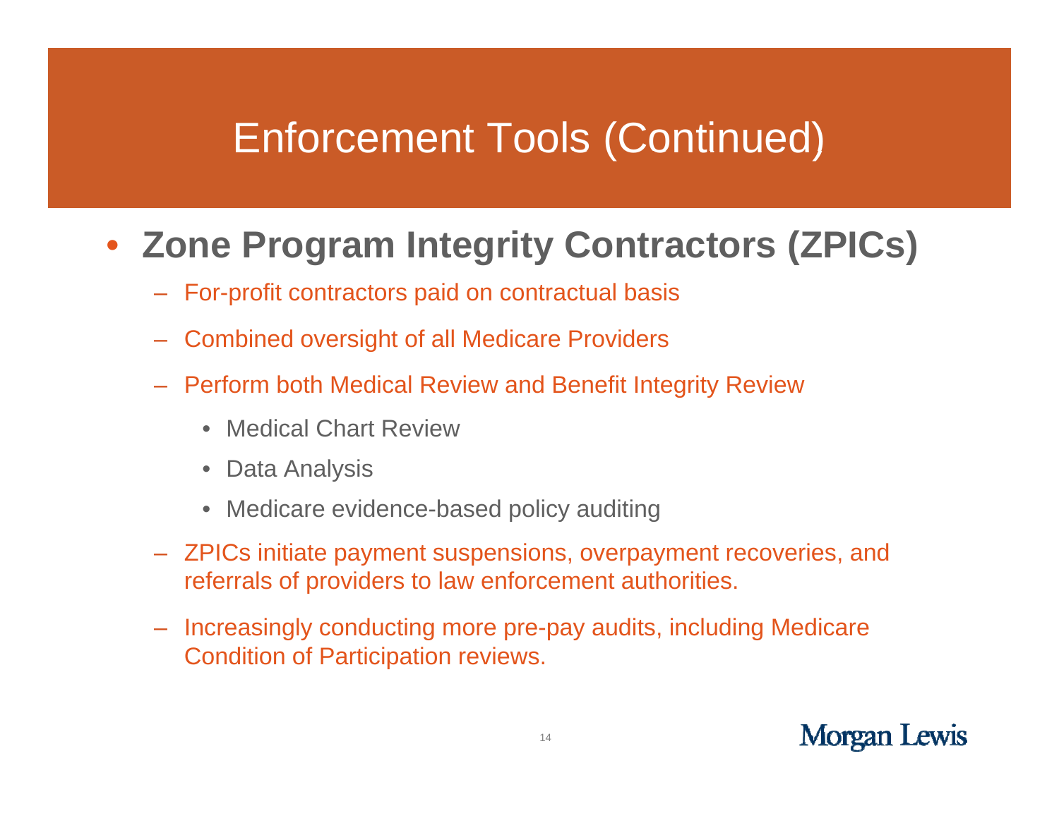# Enforcement Tools (Continued)

- **Zone Program Integrity Contractors (ZPICs)**
  - For-profit contractors paid on contractual basis
  - Combined oversight of all Medicare Providers
  - Perform both Medical Review and Benefit Integrity Review
    - Medical Chart Review
    - Data Analysis
    - Medicare evidence-based policy auditing
  - ZPICs initiate payment suspensions, overpayment recoveries, and referrals of providers to law enforcement authorities.
  - Increasingly conducting more pre-pay audits, including Medicare Condition of Participation reviews.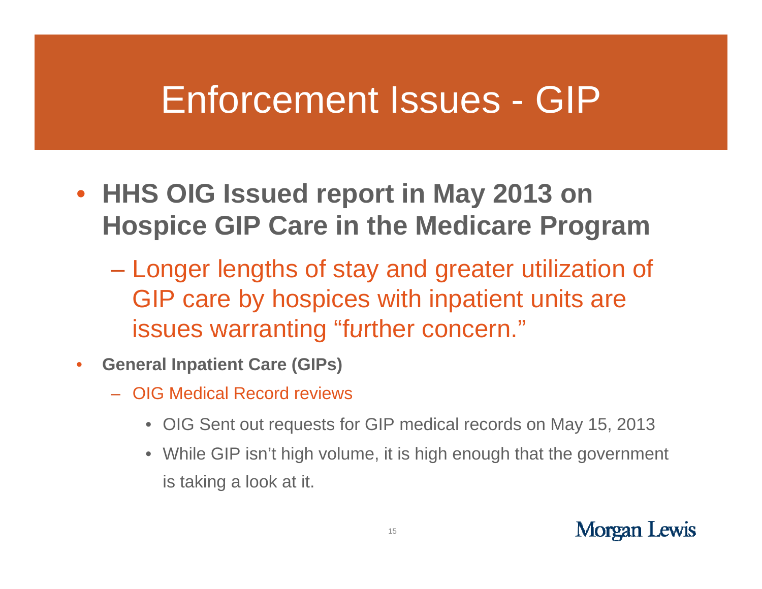# Enforcement Issues - GIP

- **HHS OIG Issued report in May 2013 on Hospice GIP Care in the Medicare Program**
  - Longer lengths of stay and greater utilization of GIP care by hospices with inpatient units are issues warranting "further concern."
- **General Inpatient Care (GIPs)**
  - OIG Medical Record reviews
    - OIG Sent out requests for GIP medical records on May 15, 2013
    - While GIP isn't high volume, it is high enough that the government is taking a look at it.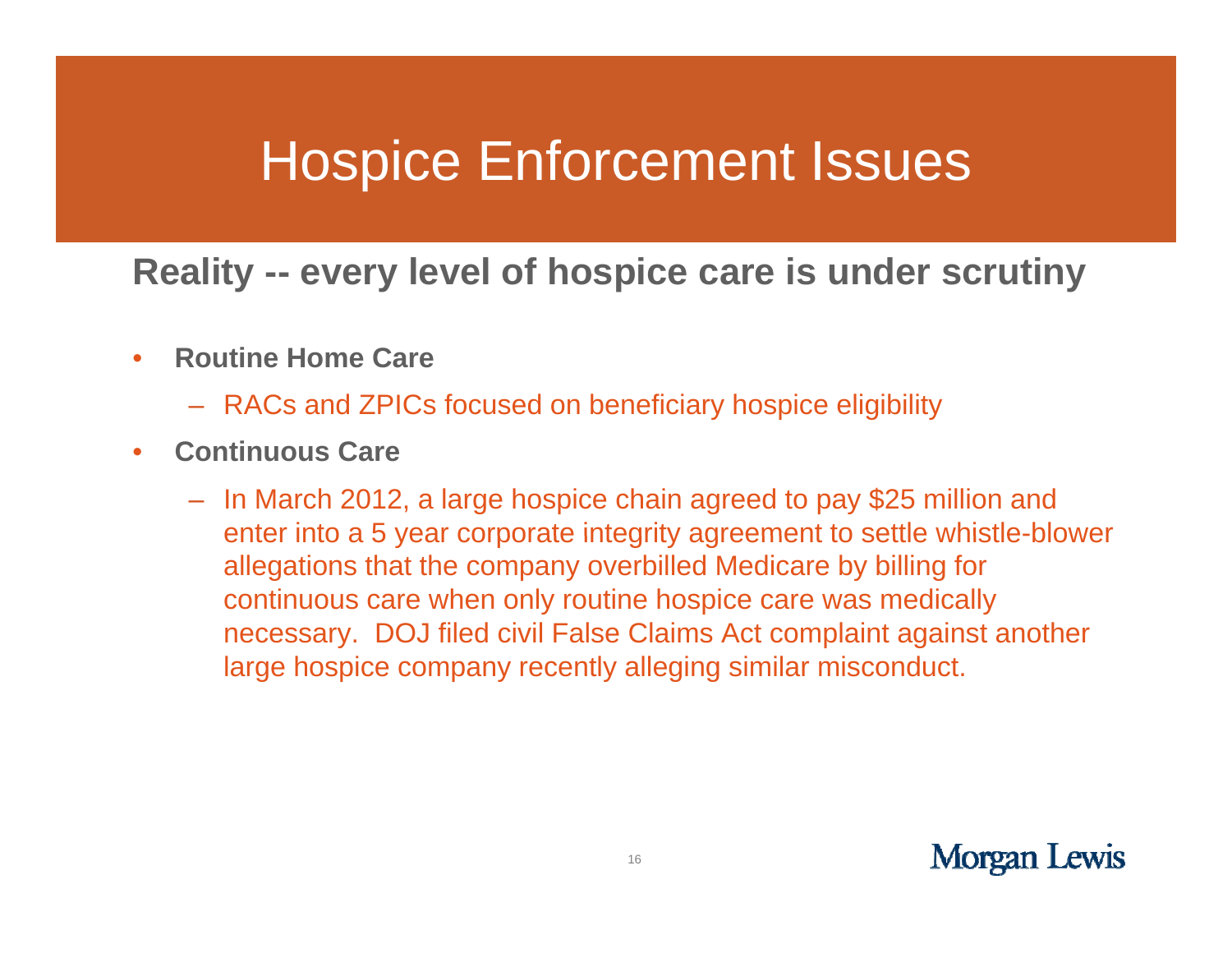# Hospice Enforcement Issues

## Reality -- every level of hospice care is under scrutiny

- **Routine Home Care**
  - RACs and ZPICs focused on beneficiary hospice eligibility
- **Continuous Care**
  - In March 2012, a large hospice chain agreed to pay $25 million and enter into a 5 year corporate integrity agreement to settle whistle-blower allegations that the company overbilled Medicare by billing for continuous care when only routine hospice care was medically necessary. DOJ filed civil False Claims Act complaint against another large hospice company recently alleging similar misconduct.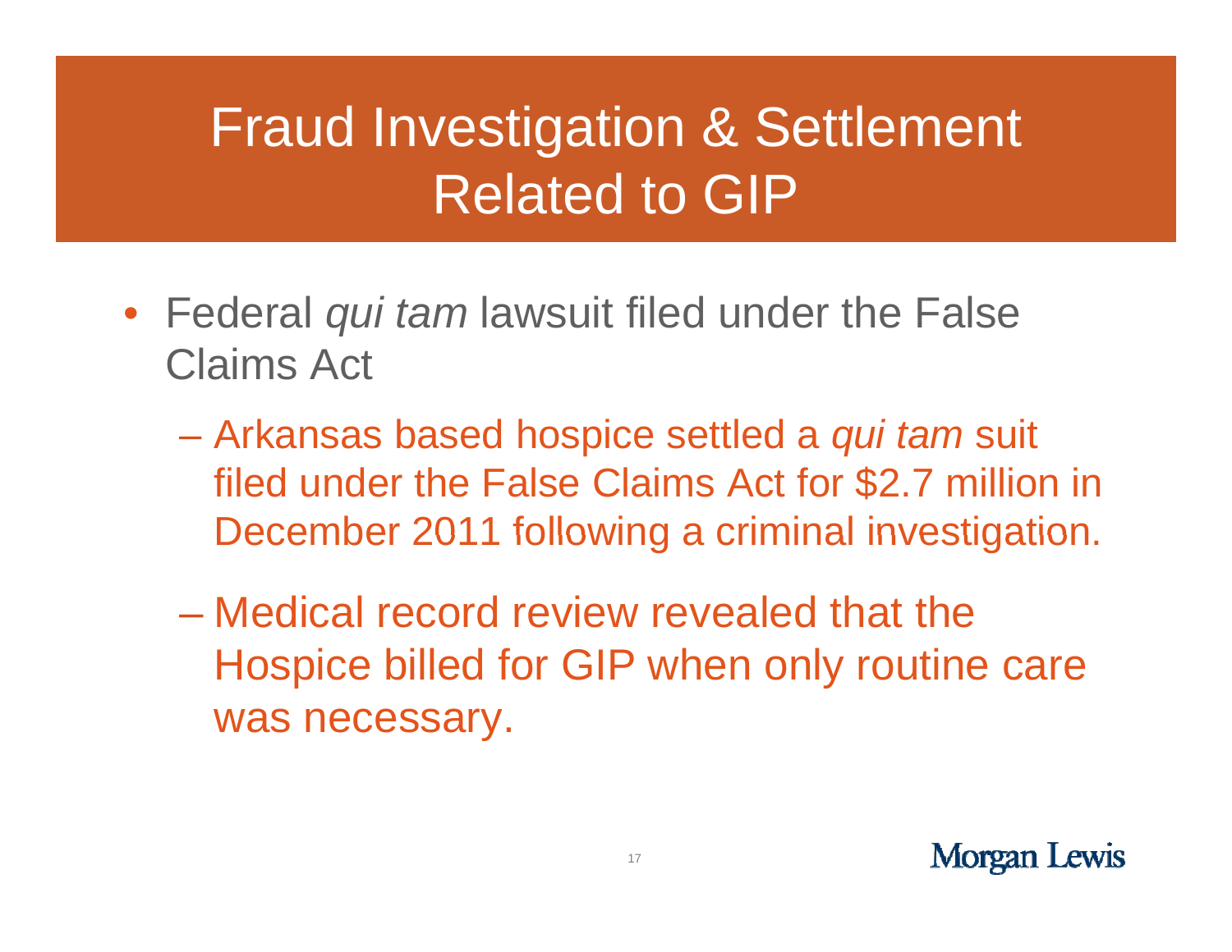# Fraud Investigation & Settlement Related to GIP

- Federal *qui tam* lawsuit filed under the False Claims Act
  - Arkansas based hospice settled a *qui tam* suit filed under the False Claims Act for $2.7 million in December 2011 following a criminal investigation.
  - Medical record review revealed that the Hospice billed for GIP when only routine care was necessary.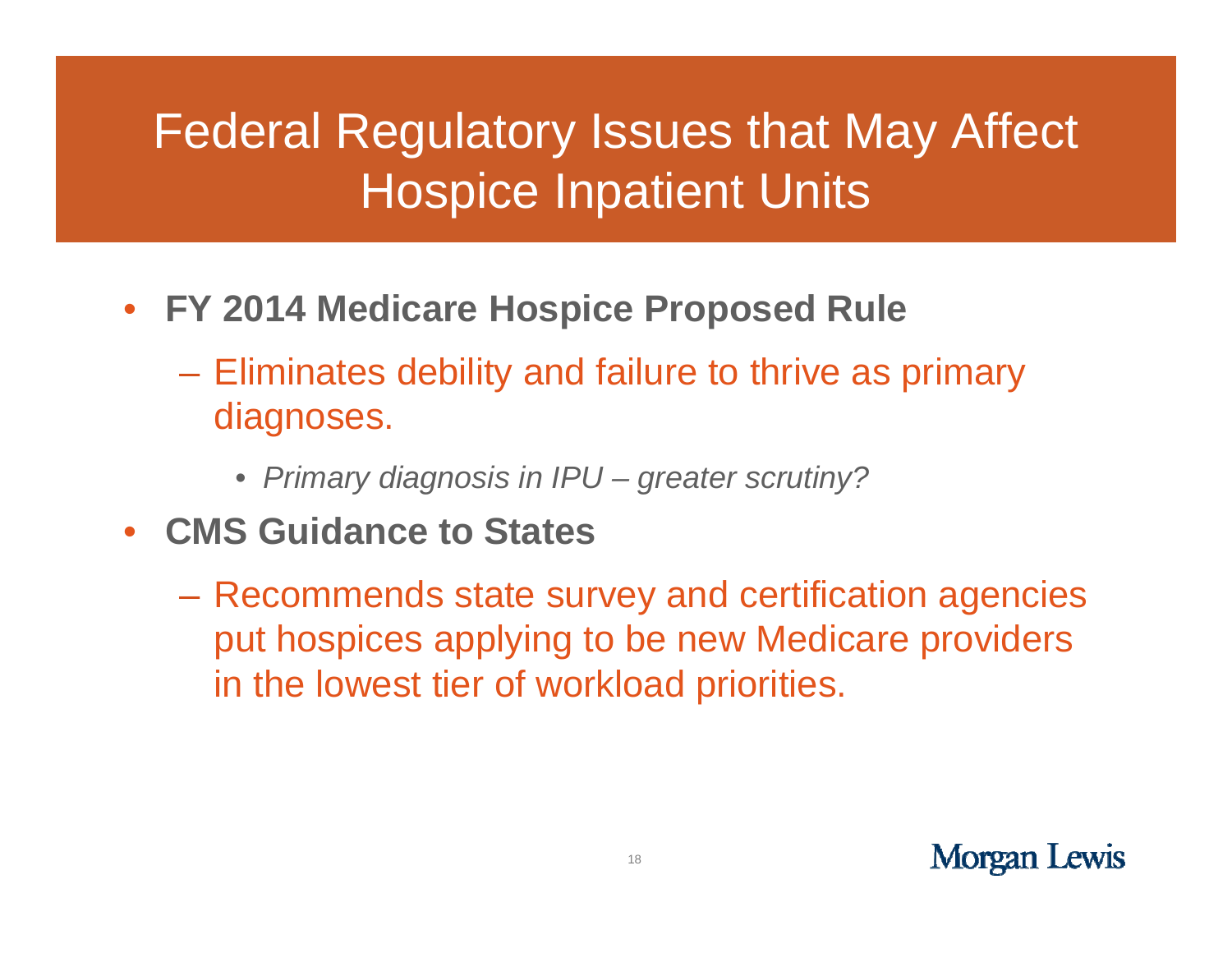# Federal Regulatory Issues that May Affect Hospice Inpatient Units

- **FY 2014 Medicare Hospice Proposed Rule**
  - Eliminates debility and failure to thrive as primary diagnoses.
    - *Primary diagnosis in IPU – greater scrutiny?*
- **CMS Guidance to States**
  - Recommends state survey and certification agencies put hospices applying to be new Medicare providers in the lowest tier of workload priorities.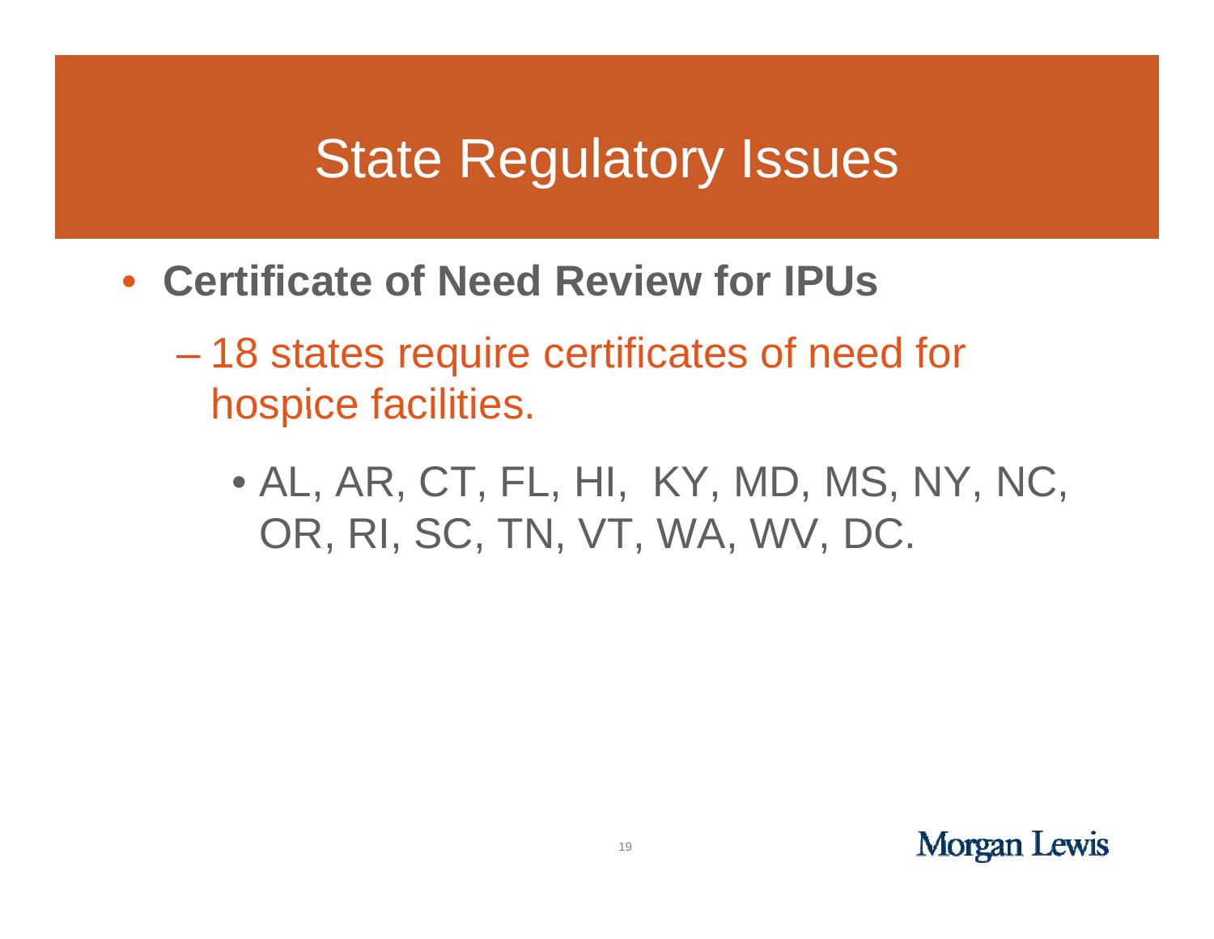# State Regulatory Issues

- **Certificate of Need Review for IPUs**
  - 18 states require certificates of need for hospice facilities.
    - AL, AR, CT, FL, HI,  KY, MD, MS, NY, NC, OR, RI, SC, TN, VT, WA, WV, DC.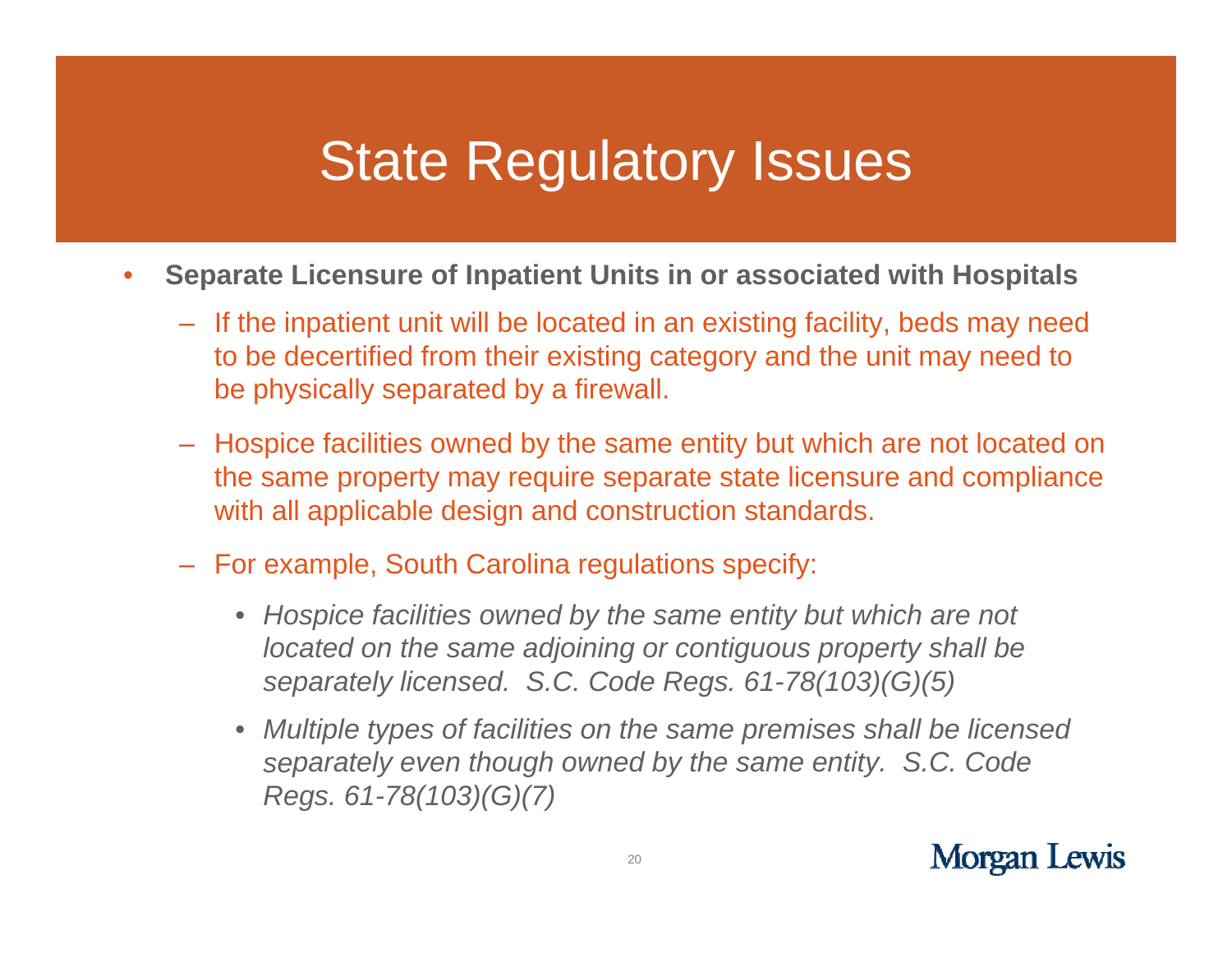# State Regulatory Issues

- **Separate Licensure of Inpatient Units in or associated with Hospitals**
  - If the inpatient unit will be located in an existing facility, beds may need to be decertified from their existing category and the unit may need to be physically separated by a firewall.
  - Hospice facilities owned by the same entity but which are not located on the same property may require separate state licensure and compliance with all applicable design and construction standards.
  - For example, South Carolina regulations specify:
    - *Hospice facilities owned by the same entity but which are not located on the same adjoining or contiguous property shall be separately licensed. S.C. Code Regs. 61-78(103)(G)(5)*
    - *Multiple types of facilities on the same premises shall be licensed separately even though owned by the same entity. S.C. Code Regs. 61-78(103)(G)(7)*

Morgan Lewis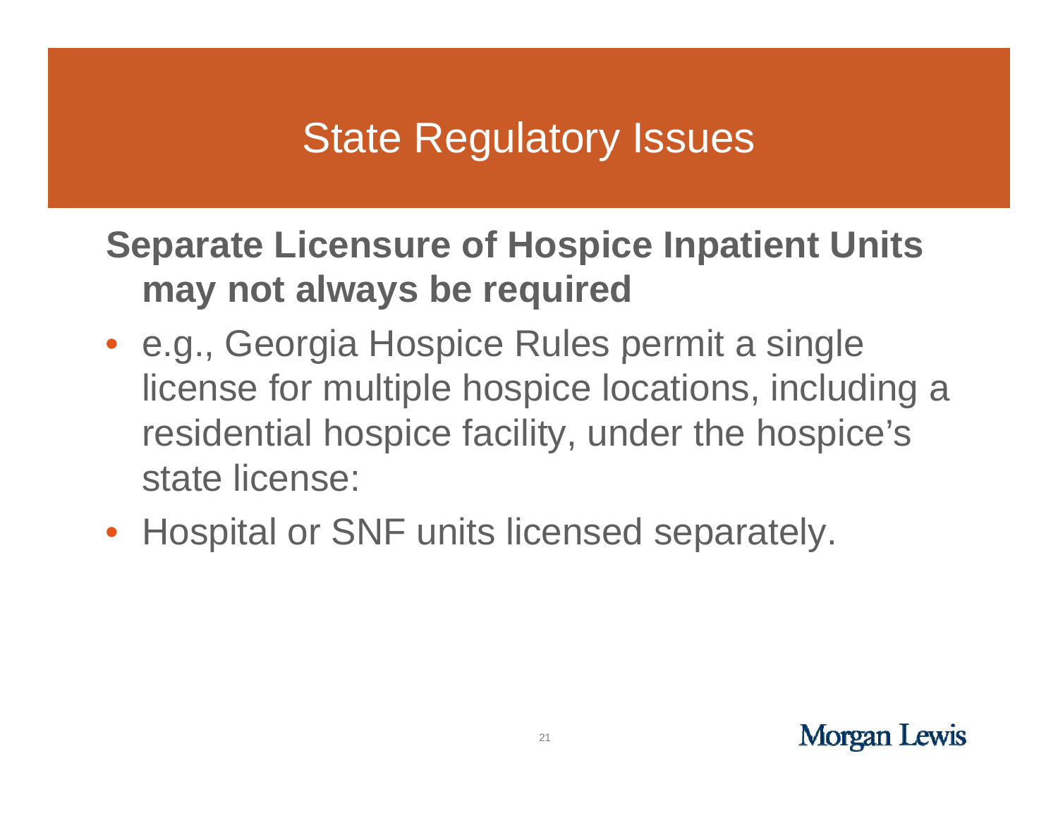# State Regulatory Issues

**Separate Licensure of Hospice Inpatient Units may not always be required**

- e.g., Georgia Hospice Rules permit a single license for multiple hospice locations, including a residential hospice facility, under the hospice's state license:
- Hospital or SNF units licensed separately.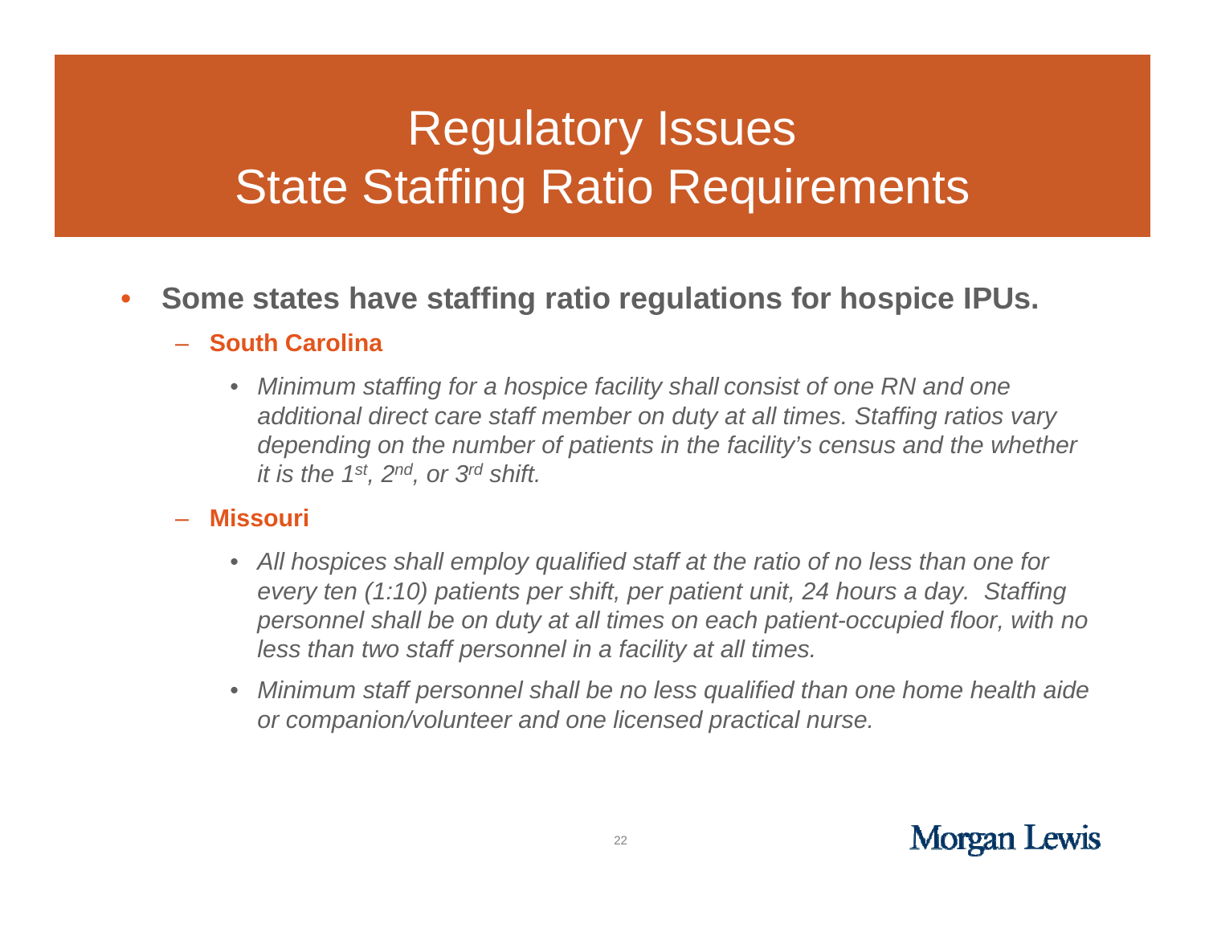# Regulatory Issues
# State Staffing Ratio Requirements

- **Some states have staffing ratio regulations for hospice IPUs.**
  - **South Carolina**
    - *Minimum staffing for a hospice facility shall consist of one RN and one additional direct care staff member on duty at all times. Staffing ratios vary depending on the number of patients in the facility's census and the whether it is the 1st, 2nd, or 3rd shift.*
  - **Missouri**
    - *All hospices shall employ qualified staff at the ratio of no less than one for every ten (1:10) patients per shift, per patient unit, 24 hours a day. Staffing personnel shall be on duty at all times on each patient-occupied floor, with no less than two staff personnel in a facility at all times.*
    - *Minimum staff personnel shall be no less qualified than one home health aide or companion/volunteer and one licensed practical nurse.*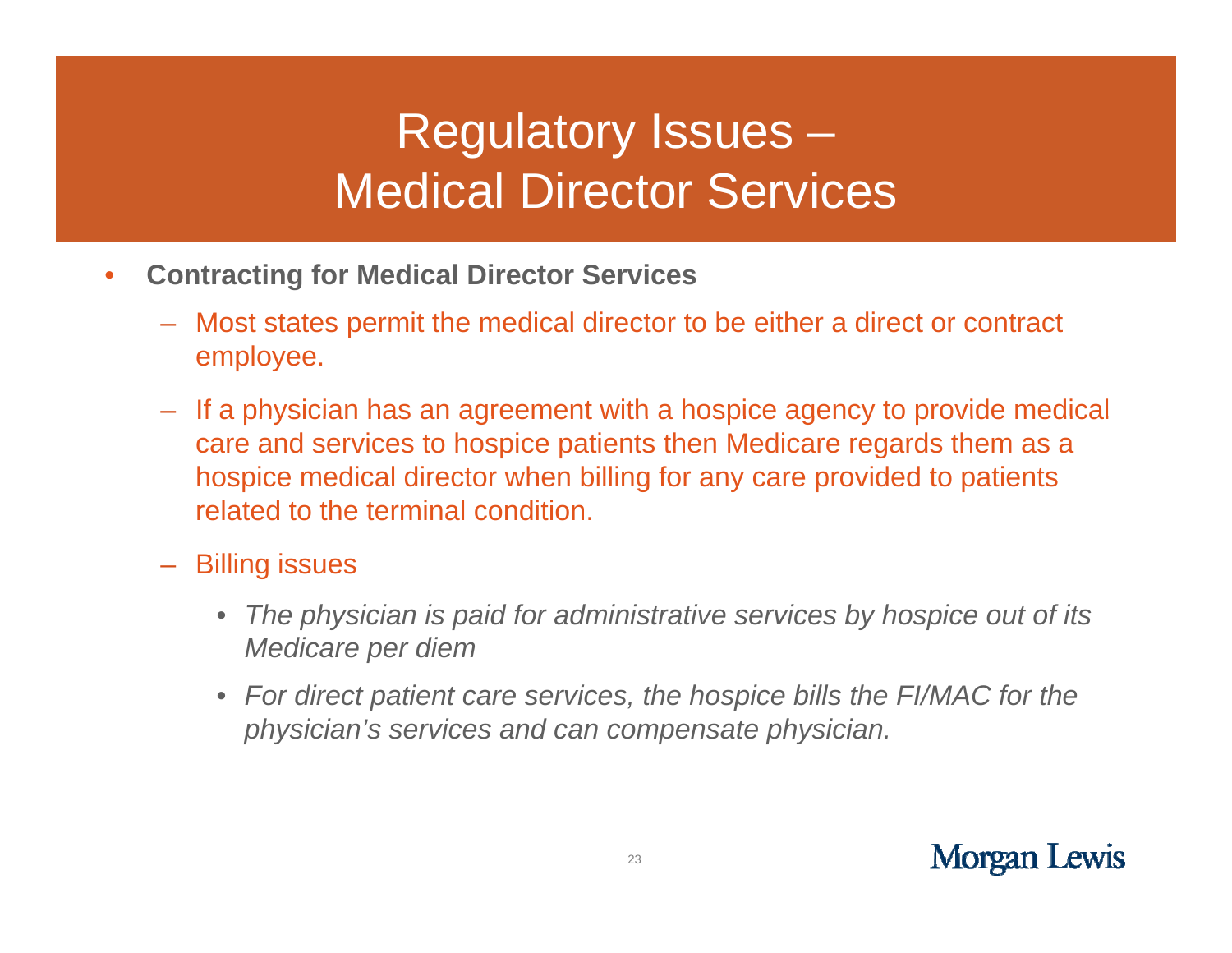# Regulatory Issues – Medical Director Services

- **Contracting for Medical Director Services**
  - Most states permit the medical director to be either a direct or contract employee.
  - If a physician has an agreement with a hospice agency to provide medical care and services to hospice patients then Medicare regards them as a hospice medical director when billing for any care provided to patients related to the terminal condition.
  - Billing issues
    - *The physician is paid for administrative services by hospice out of its Medicare per diem*
    - *For direct patient care services, the hospice bills the FI/MAC for the physician's services and can compensate physician.*

Morgan Lewis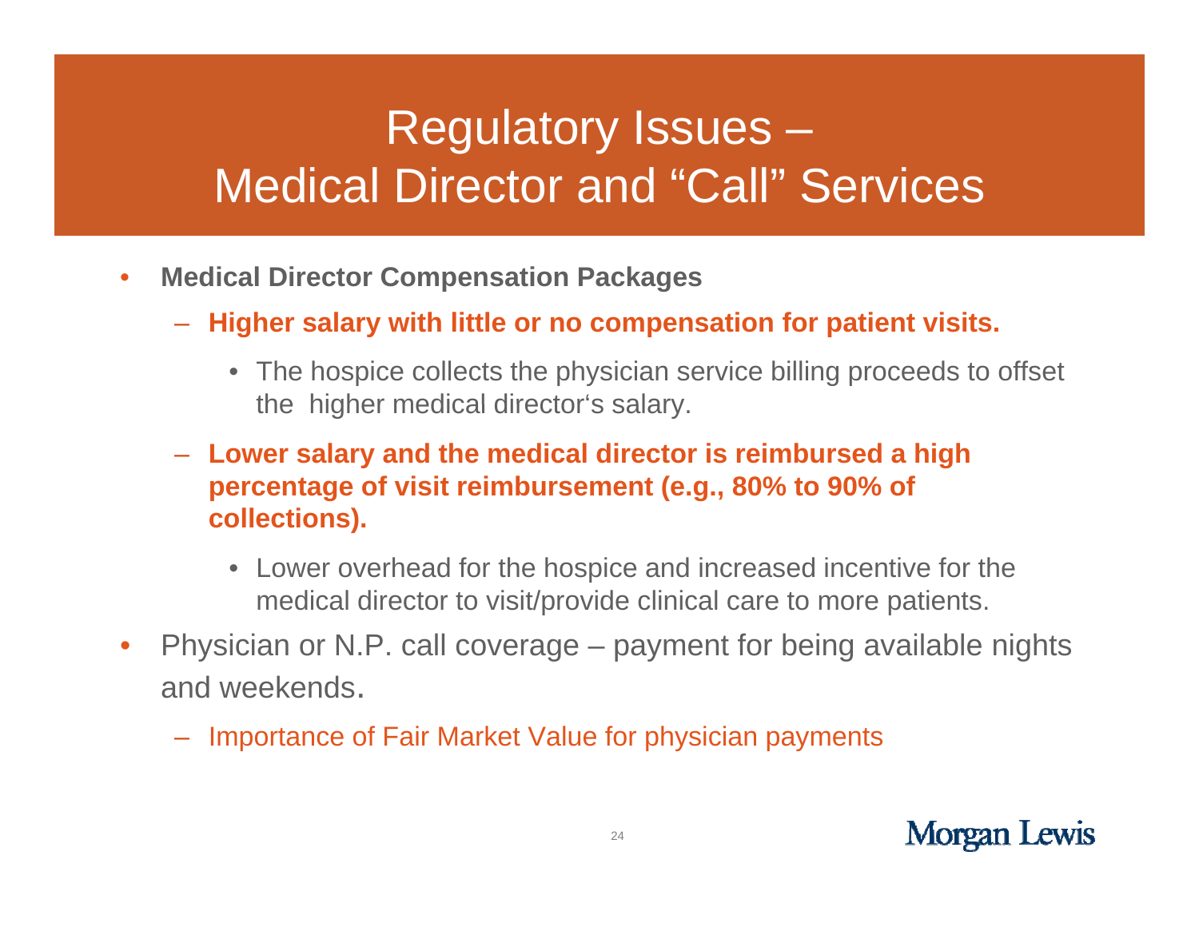# Regulatory Issues – Medical Director and "Call" Services

- **Medical Director Compensation Packages**
  - **Higher salary with little or no compensation for patient visits.**
    - The hospice collects the physician service billing proceeds to offset the higher medical director's salary.
  - **Lower salary and the medical director is reimbursed a high percentage of visit reimbursement (e.g., 80% to 90% of collections).**
    - Lower overhead for the hospice and increased incentive for the medical director to visit/provide clinical care to more patients.
- Physician or N.P. call coverage – payment for being available nights and weekends.
  - Importance of Fair Market Value for physician payments

Morgan Lewis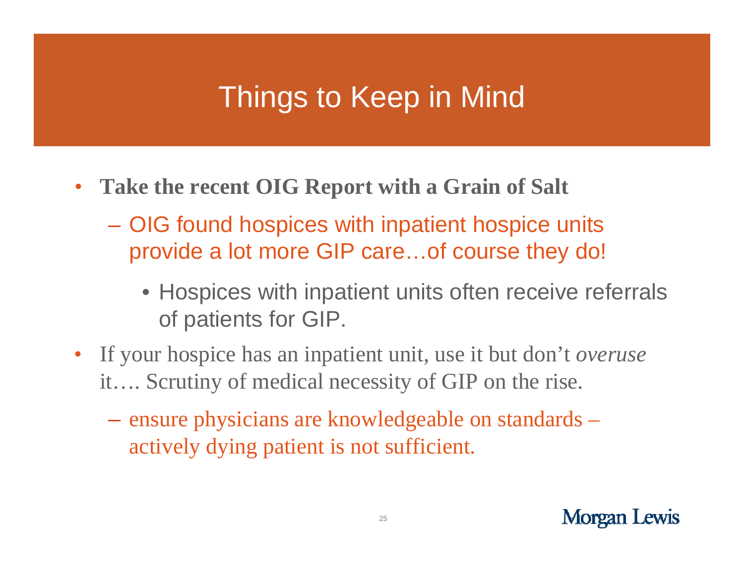# Things to Keep in Mind

- **Take the recent OIG Report with a Grain of Salt**
  - OIG found hospices with inpatient hospice units provide a lot more GIP care…of course they do!
    - Hospices with inpatient units often receive referrals of patients for GIP.
- If your hospice has an inpatient unit, use it but don't *overuse* it…. Scrutiny of medical necessity of GIP on the rise.
  - ensure physicians are knowledgeable on standards – actively dying patient is not sufficient.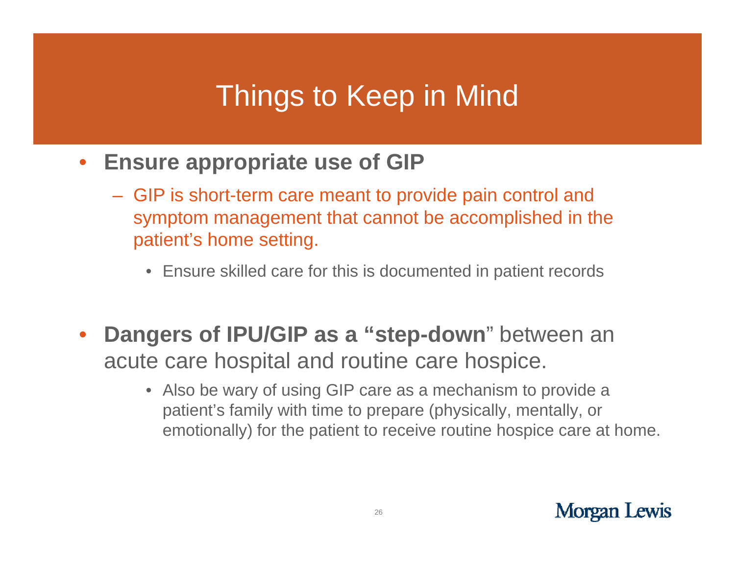# Things to Keep in Mind

- **Ensure appropriate use of GIP**
  - GIP is short-term care meant to provide pain control and symptom management that cannot be accomplished in the patient's home setting.
    - Ensure skilled care for this is documented in patient records

- **Dangers of IPU/GIP as a "step-down**" between an acute care hospital and routine care hospice.
    - Also be wary of using GIP care as a mechanism to provide a patient's family with time to prepare (physically, mentally, or emotionally) for the patient to receive routine hospice care at home.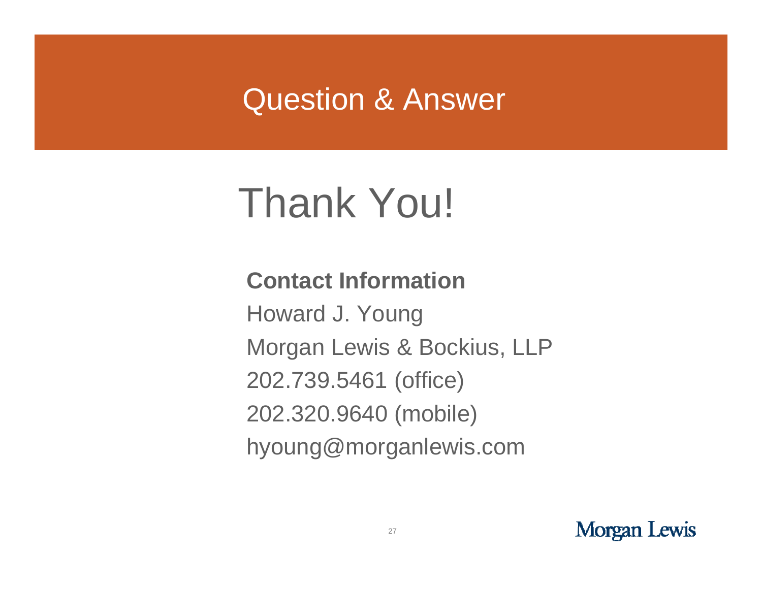# Question & Answer

# Thank You!

**Contact Information**

Howard J. Young

Morgan Lewis & Bockius, LLP

202.739.5461 (office)

202.320.9640 (mobile)

hyoung@morganlewis.com

Morgan Lewis